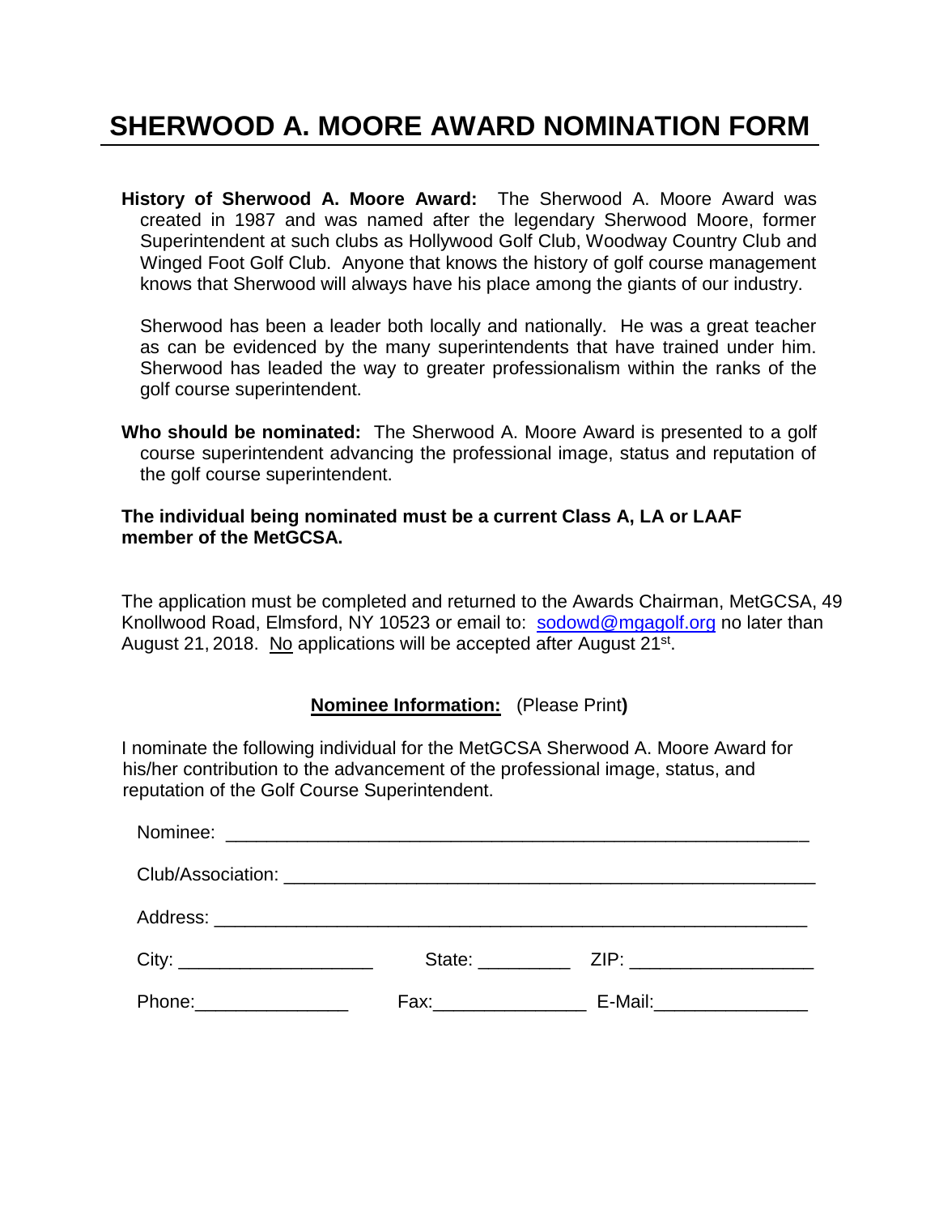# SHERWOOD A. MOORE AWARD NOMINATION FORM

**History of Sherwood A. Moore Award:** The Sherwood A. Moore Award was created in 1987 and was named after the legendary Sherwood Moore, former Superintendent at such clubs as Hollywood Golf Club, Woodway Country Club and Winged Foot Golf Club. Anyone that knows the history of golf course management knows that Sherwood will always have his place among the giants of our industry.

Sherwood has been a leader both locally and nationally. He was a great teacher as can be evidenced by the many superintendents that have trained under him. Sherwood has leaded the way to greater professionalism within the ranks of the golf course superintendent.

**Who should be nominated:** The Sherwood A. Moore Award is presented to a golf course superintendent advancing the professional image, status and reputation of the golf course superintendent.

**The individual being nominated must be a current Class A, LA or LAAF member of the MetGCSA.**

The application must be completed and returned to the Awards Chairman, MetGCSA, 49 Knollwood Road, Elmsford, NY 10523 or email to: sodowd@mgagolf.org no later than August 21, 2018. No applications will be accepted after August 21st.

**Nominee Information:** (Please Print)

I nominate the following individual for the MetGCSA Sherwood A. Moore Award for his/her contribution to the advancement of the professional image, status, and reputation of the Golf Course Superintendent.

Nominee: ___________________________________________________________

Club/Association: ______________________________________________________

Address: ___________________________________________________________

City: ____________________ State: _________ ZIP: __________________

Phone:_______________ Fax:_______________ E-Mail:_______________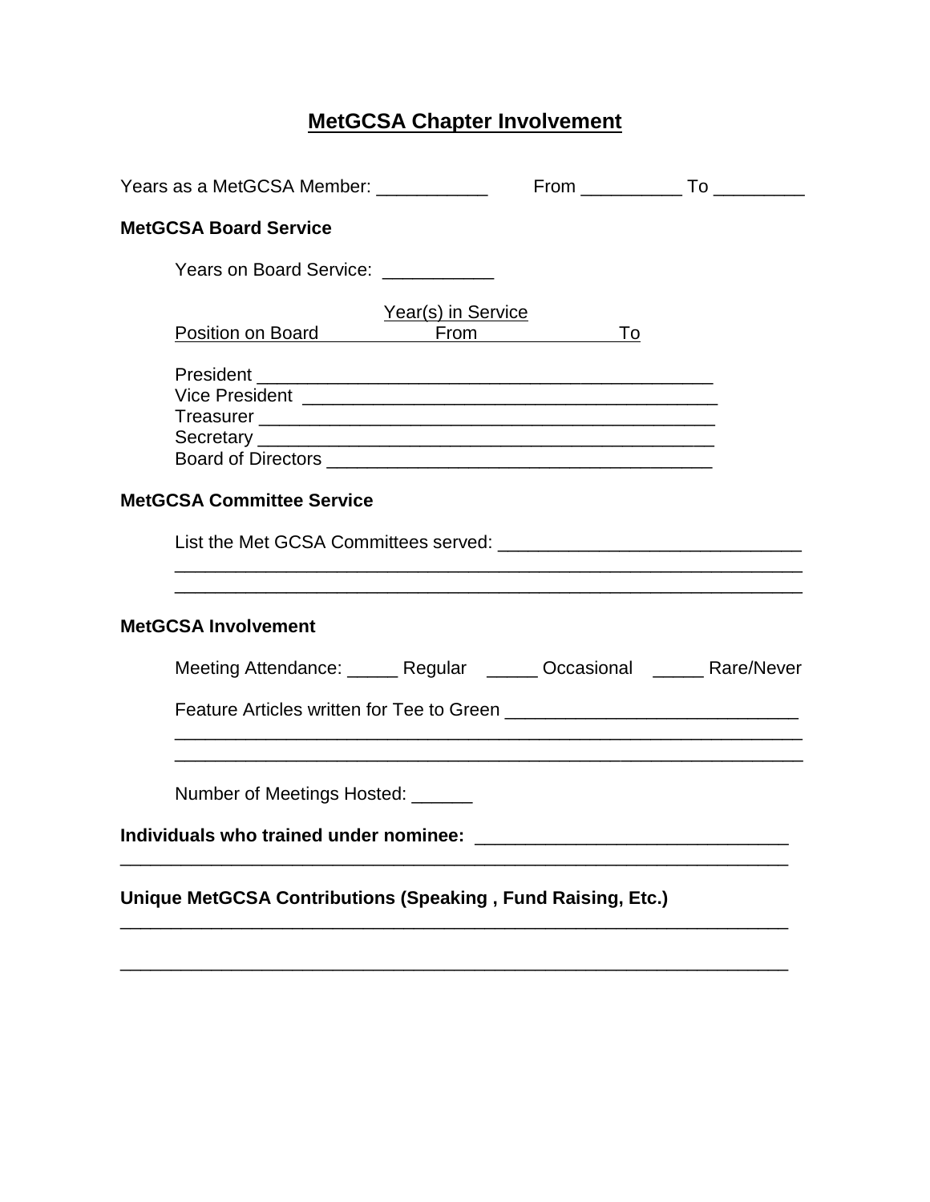# MetGCSA Chapter Involvement

Years as a MetGCSA Member: ___________ From __________ To _________

**MetGCSA Board Service**

Years on Board Service: ___________

| Position on Board | Year(s) in Service From | To |
|---|---|---|
| President | | |
| Vice President | | |
| Treasurer | | |
| Secretary | | |
| Board of Directors | | |

**MetGCSA Committee Service**

List the Met GCSA Committees served: ______________________________

_______________________________________________________________

_______________________________________________________________

**MetGCSA Involvement**

Meeting Attendance: _____ Regular _____ Occasional _____ Rare/Never

Feature Articles written for Tee to Green _____________________________

_______________________________________________________________

_______________________________________________________________

Number of Meetings Hosted: ______

**Individuals who trained under nominee:** ______________________________

_______________________________________________________________

**Unique MetGCSA Contributions (Speaking , Fund Raising, Etc.)**

_______________________________________________________________

_______________________________________________________________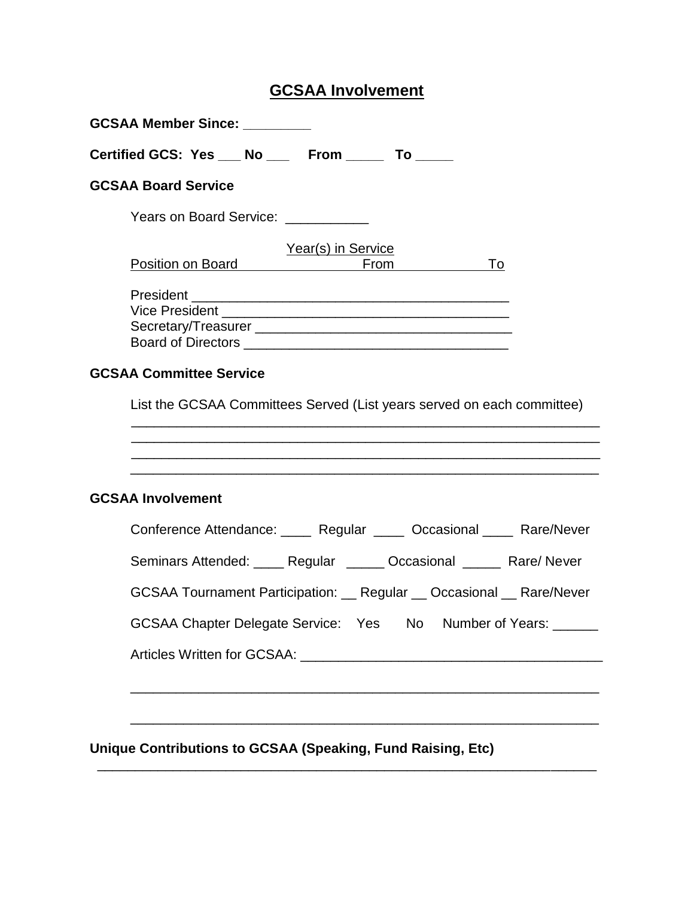# GCSAA Involvement

**GCSAA Member Since: _________**

**Certified GCS: Yes ___ No ___ From _____ To _____**

**GCSAA Board Service**

Years on Board Service: ___________

| Position on Board | Year(s) in Service From | To |
|---|---|---|
| President | | |
| Vice President | | |
| Secretary/Treasurer | | |
| Board of Directors | | |

**GCSAA Committee Service**

List the GCSAA Committees Served (List years served on each committee)

_______________________________________________________________

_______________________________________________________________

_______________________________________________________________

_______________________________________________________________

**GCSAA Involvement**

Conference Attendance: ____ Regular ____ Occasional ____ Rare/Never

Seminars Attended: ____ Regular _____ Occasional _____ Rare/ Never

GCSAA Tournament Participation: __ Regular __ Occasional __ Rare/Never

GCSAA Chapter Delegate Service: Yes No Number of Years: ______

Articles Written for GCSAA: ________________________________________

_______________________________________________________________

_______________________________________________________________

**Unique Contributions to GCSAA (Speaking, Fund Raising, Etc)**

_______________________________________________________________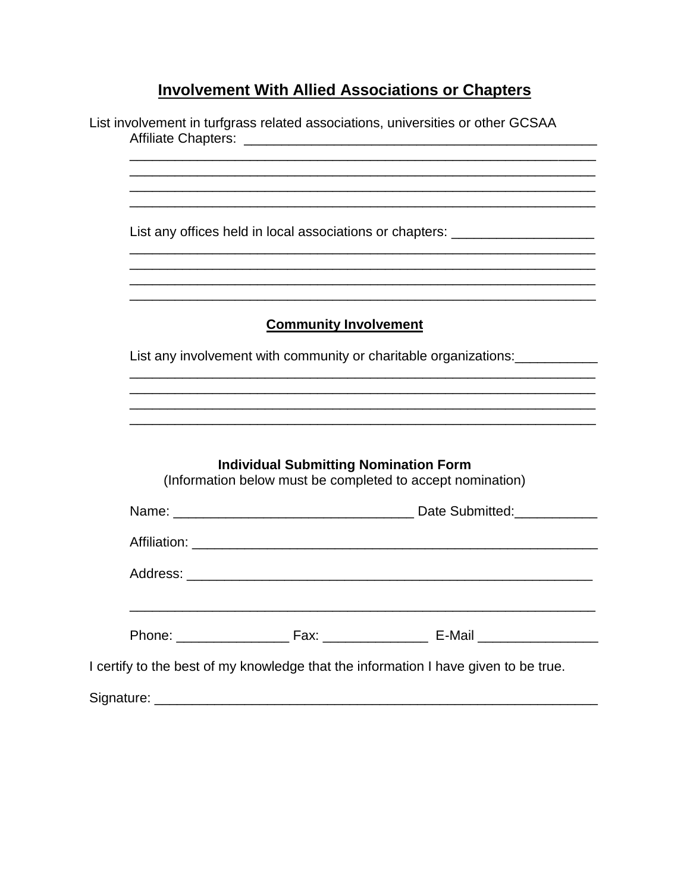## Involvement With Allied Associations or Chapters

List involvement in turfgrass related associations, universities or other GCSAA Affiliate Chapters: ______________________________________________
_____________________________________________________________
_____________________________________________________________
_____________________________________________________________
_____________________________________________________________

List any offices held in local associations or chapters: ___________________
_____________________________________________________________
_____________________________________________________________
_____________________________________________________________
_____________________________________________________________

## Community Involvement

List any involvement with community or charitable organizations:___________
_____________________________________________________________
_____________________________________________________________
_____________________________________________________________
_____________________________________________________________

**Individual Submitting Nomination Form**
(Information below must be completed to accept nomination)

Name: _______________________________ Date Submitted:___________

Affiliation: ___________________________________________________

Address: _____________________________________________________

_____________________________________________________________

Phone: _______________ Fax: ______________ E-Mail ________________

I certify to the best of my knowledge that the information I have given to be true.

Signature: _____________________________________________________